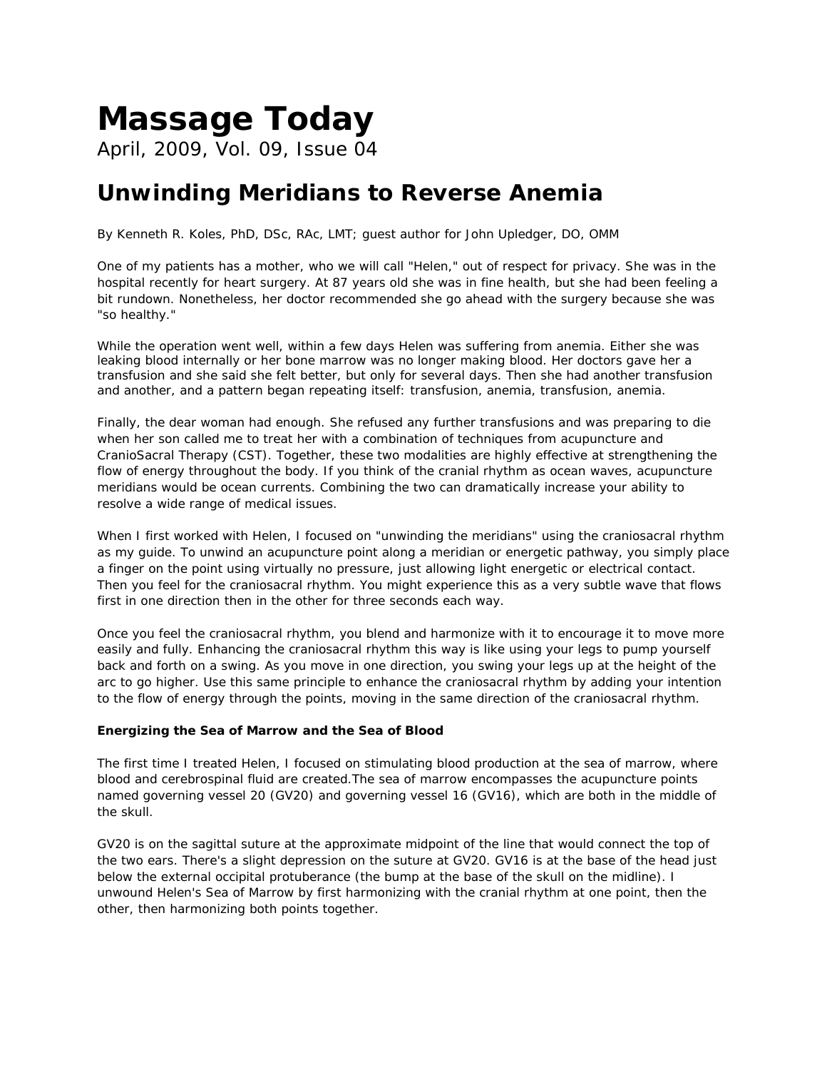# Massage Today

April, 2009, Vol. 09, Issue 04

## Unwinding Meridians to Reverse Anemia

By Kenneth R. Koles, PhD, DSc, RAc, LMT; guest author for John Upledger, DO, OMM

One of my patients has a mother, who we will call "Helen," out of respect for privacy. She was in the hospital recently for heart surgery. At 87 years old she was in fine health, but she had been feeling a bit rundown. Nonetheless, her doctor recommended she go ahead with the surgery because she was "so healthy."

While the operation went well, within a few days Helen was suffering from anemia. Either she was leaking blood internally or her bone marrow was no longer making blood. Her doctors gave her a transfusion and she said she felt better, but only for several days. Then she had another transfusion and another, and a pattern began repeating itself: transfusion, anemia, transfusion, anemia.

Finally, the dear woman had enough. She refused any further transfusions and was preparing to die when her son called me to treat her with a combination of techniques from acupuncture and CranioSacral Therapy (CST). Together, these two modalities are highly effective at strengthening the flow of energy throughout the body. If you think of the cranial rhythm as ocean waves, acupuncture meridians would be ocean currents. Combining the two can dramatically increase your ability to resolve a wide range of medical issues.

When I first worked with Helen, I focused on "unwinding the meridians" using the craniosacral rhythm as my guide. To unwind an acupuncture point along a meridian or energetic pathway, you simply place a finger on the point using virtually no pressure, just allowing light energetic or electrical contact. Then you feel for the craniosacral rhythm. You might experience this as a very subtle wave that flows first in one direction then in the other for three seconds each way.

Once you feel the craniosacral rhythm, you blend and harmonize with it to encourage it to move more easily and fully. Enhancing the craniosacral rhythm this way is like using your legs to pump yourself back and forth on a swing. As you move in one direction, you swing your legs up at the height of the arc to go higher. Use this same principle to enhance the craniosacral rhythm by adding your intention to the flow of energy through the points, moving in the same direction of the craniosacral rhythm.

**Energizing the Sea of Marrow and the Sea of Blood**

The first time I treated Helen, I focused on stimulating blood production at the sea of marrow, where blood and cerebrospinal fluid are created.The sea of marrow encompasses the acupuncture points named governing vessel 20 (GV20) and governing vessel 16 (GV16), which are both in the middle of the skull.

GV20 is on the sagittal suture at the approximate midpoint of the line that would connect the top of the two ears. There's a slight depression on the suture at GV20. GV16 is at the base of the head just below the external occipital protuberance (the bump at the base of the skull on the midline). I unwound Helen's Sea of Marrow by first harmonizing with the cranial rhythm at one point, then the other, then harmonizing both points together.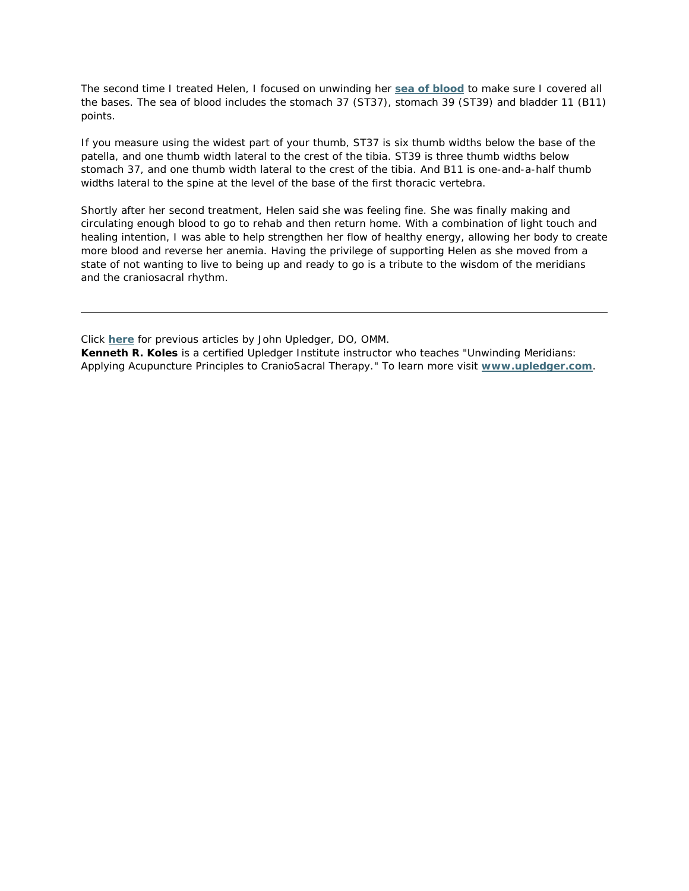The second time I treated Helen, I focused on unwinding her **sea of blood** to make sure I covered all the bases. The sea of blood includes the stomach 37 (ST37), stomach 39 (ST39) and bladder 11 (B11) points.

If you measure using the widest part of your thumb, ST37 is six thumb widths below the base of the patella, and one thumb width lateral to the crest of the tibia. ST39 is three thumb widths below stomach 37, and one thumb width lateral to the crest of the tibia. And B11 is one-and-a-half thumb widths lateral to the spine at the level of the base of the first thoracic vertebra.

Shortly after her second treatment, Helen said she was feeling fine. She was finally making and circulating enough blood to go to rehab and then return home. With a combination of light touch and healing intention, I was able to help strengthen her flow of healthy energy, allowing her body to create more blood and reverse her anemia. Having the privilege of supporting Helen as she moved from a state of not wanting to live to being up and ready to go is a tribute to the wisdom of the meridians and the craniosacral rhythm.

---

Click **here** for previous articles by John Upledger, DO, OMM.
**Kenneth R. Koles** is a certified Upledger Institute instructor who teaches "Unwinding Meridians: Applying Acupuncture Principles to CranioSacral Therapy." To learn more visit **www.upledger.com**.